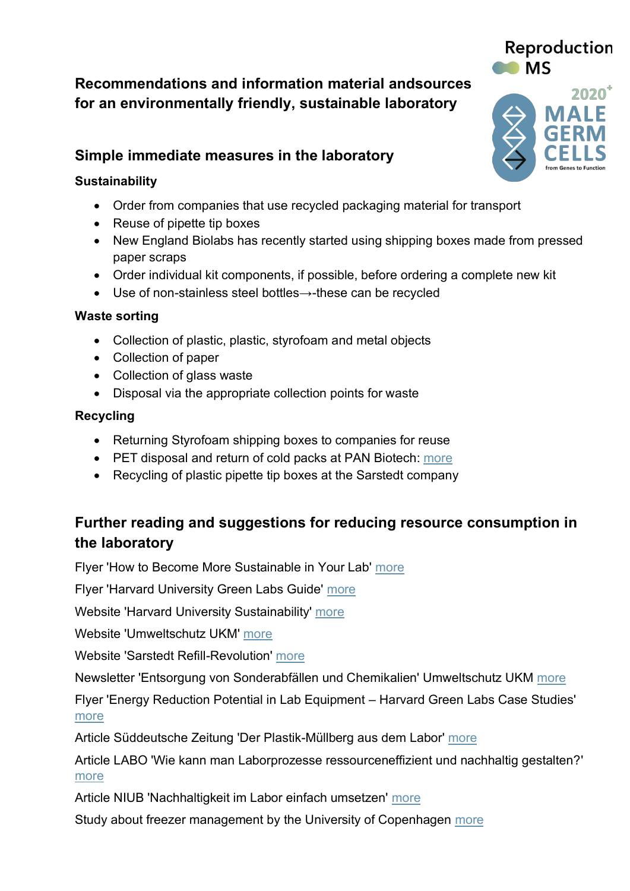# Recommendations and information material andsources for an environmentally friendly, sustainable laboratory

## Simple immediate measures in the laboratory

### Sustainability

- Order from companies that use recycled packaging material for transport
- Reuse of pipette tip boxes
- New England Biolabs has recently started using shipping boxes made from pressed paper scraps
- Order individual kit components, if possible, before ordering a complete new kit
- Use of non-stainless steel bottles→-these can be recycled

### Waste sorting

- Collection of plastic, plastic, styrofoam and metal objects
- Collection of paper
- Collection of glass waste
- Disposal via the appropriate collection points for waste

### Recycling

- Returning Styrofoam shipping boxes to companies for reuse
- PET disposal and return of cold packs at PAN Biotech: more
- Recycling of plastic pipette tip boxes at the Sarstedt company

## Further reading and suggestions for reducing resource consumption in the laboratory

Flyer 'How to Become More Sustainable in Your Lab' more

Flyer 'Harvard University Green Labs Guide' more

Website 'Harvard University Sustainability' more

Website 'Umweltschutz UKM' more

Website 'Sarstedt Refill-Revolution' more

Newsletter 'Entsorgung von Sonderabfällen und Chemikalien' Umweltschutz UKM more

Flyer 'Energy Reduction Potential in Lab Equipment – Harvard Green Labs Case Studies' more

Article Süddeutsche Zeitung 'Der Plastik-Müllberg aus dem Labor' more

Article LABO 'Wie kann man Laborprozesse ressourceneffizient und nachhaltig gestalten?' more

Article NIUB 'Nachhaltigkeit im Labor einfach umsetzen' more

Study about freezer management by the University of Copenhagen more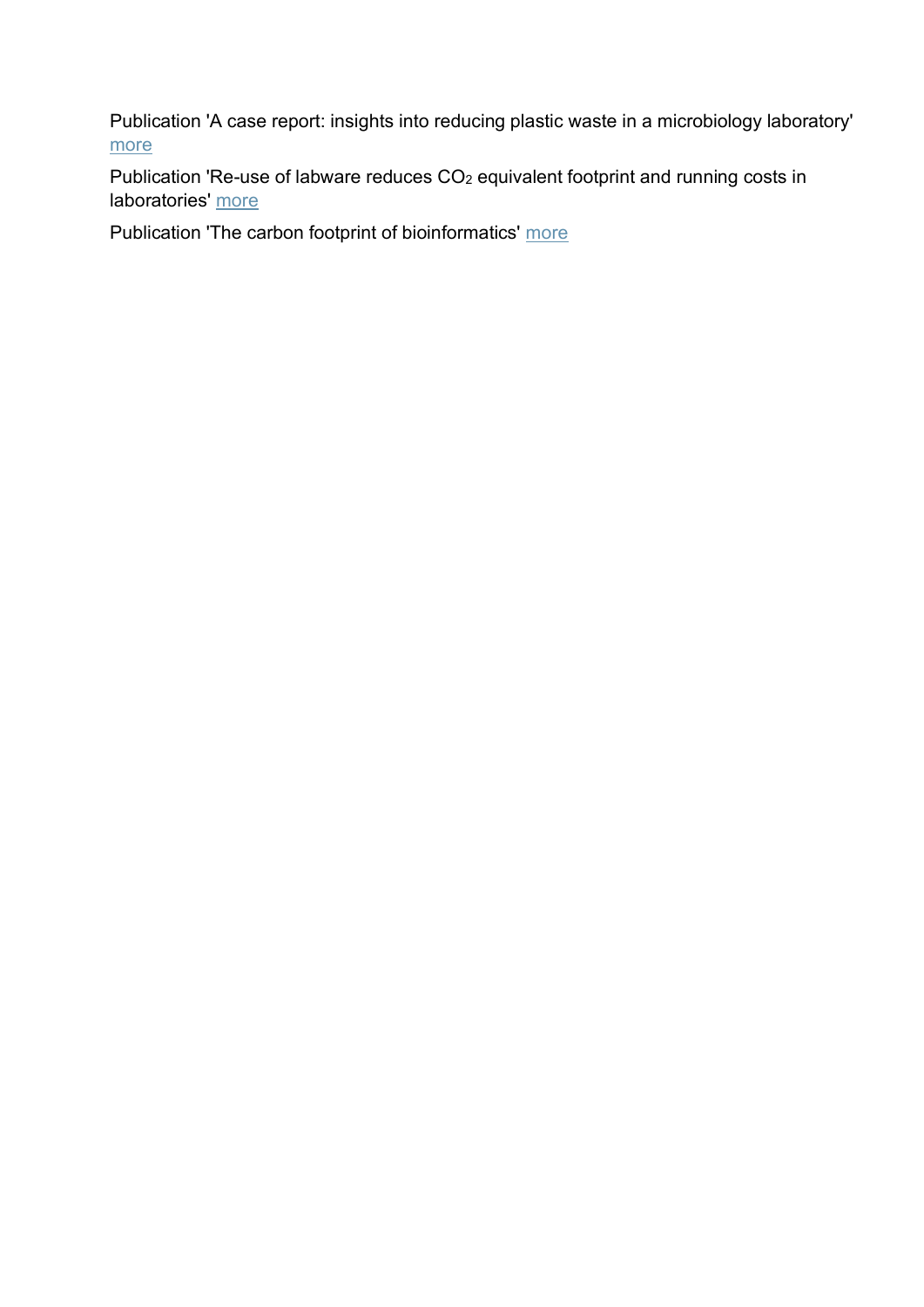Publication 'A case report: insights into reducing plastic waste in a microbiology laboratory' more

Publication 'Re-use of labware reduces $CO_2$ equivalent footprint and running costs in laboratories' more

Publication 'The carbon footprint of bioinformatics' more